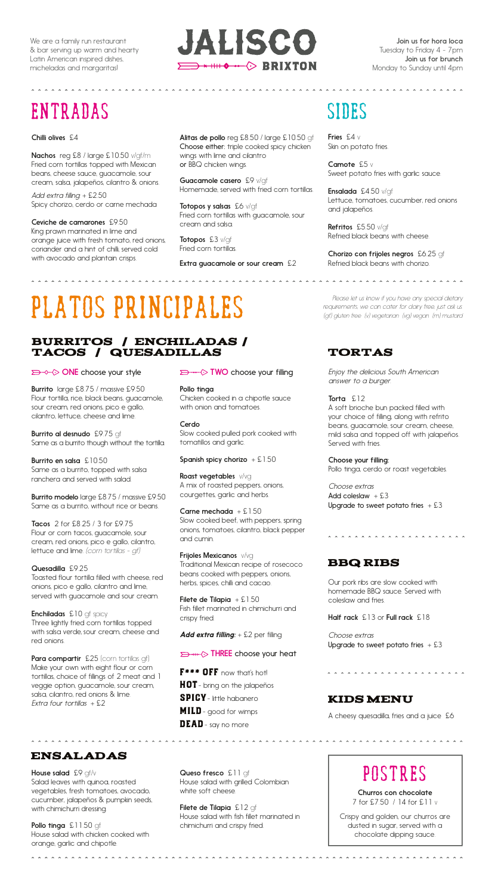We are a family run restaurant & bar serving up warm and hearty Latin American inspired dishes, micheladas and margaritas!

# JALISCO BRIXTON

**Join us for hora loca**
Tuesday to Friday 4 - 7pm
**Join us for brunch**
Monday to Sunday until 4pm

## ENTRADAS

**Chilli olives** £4

**Nachos** reg £8 / large £10.50 v/gf/m
Fried corn tortillas topped with Mexican beans, cheese sauce, guacamole, sour cream, salsa, jalapeños, cilantro & onions.

*Add extra filling* + £2.50
Spicy chorizo, cerdo or carne mechada

**Ceviche de camarones** £9.50
King prawn marinated in lime and orange juice with fresh tomato, red onions, coriander and a hint of chilli, served cold with avocado and plantain crisps.

**Alitas de pollo** reg £8.50 / large £10.50 gf
**Choose either:** triple cooked spicy chicken wings with lime and cilantro **or** BBQ chicken wings.

**Guacamole casero** £9 v/gf
Homemade, served with fried corn tortillas.

**Totopos y salsas** £6 v/gf
Fried corn tortillas with guacamole, sour cream and salsa.

**Totopos** £3 v/gf
Fried corn tortillas.

**Extra guacamole or sour cream** £2

## SIDES

**Fries** £4 v
Skin on potato fries.

**Camote** £5 v
Sweet potato fries with garlic sauce.

**Ensalada** £4.50 v/gf
Lettuce, tomatoes, cucumber, red onions and jalapeños.

**Refritos** £5.50 v/gf
Refried black beans with cheese.

**Chorizo con frijoles negros** £6.25 gf
Refried black beans with chorizo.

## PLATOS PRINCIPALES

*Please let us know if you have any special dietary requirements, we can cater for dairy free, just ask us. (gf) gluten free (v) vegetarian (vg) vegan (m) mustard*

### BURRITOS / ENCHILADAS / TACOS / QUESADILLAS

**ONE** choose your style

**Burrito** large £8.75 / massive £9.50
Flour tortilla, rice, black beans, guacamole, sour cream, red onions, pico e gallo, cilantro, lettuce, cheese and lime.

**Burrito al desnudo** £9.75 gf
Same as a burrito though without the tortilla.

**Burrito en salsa** £10.50
Same as a burrito, topped with salsa ranchera and served with salad.

**Burrito modelo** large £8.75 / massive £9.50
Same as a burrito, without rice or beans.

**Tacos** 2 for £8.25 / 3 for £9.75
Flour or corn tacos, guacamole, sour cream, red onions, pico e gallo, cilantro, lettuce and lime. *(corn tortillas - gf)*

**Quesadilla** £9.25
Toasted flour tortilla filled with cheese, red onions, pico e gallo, cilantro and lime, served with guacamole and sour cream.

**Enchiladas** £10 gf spicy
Three lightly fried corn tortillas topped with salsa verde, sour cream, cheese and red onions.

**Para compartir** £25 (corn tortillas gf)
Make your own with eight flour or corn tortillas, choice of fillings of 2 meat and 1 veggie option, guacamole, sour cream, salsa, cilantro, red onions & lime.
*Extra four tortillas* + £2

**TWO** choose your filling

**Pollo tinga**
Chicken cooked in a chipotle sauce with onion and tomatoes.

**Cerdo**
Slow cooked pulled pork cooked with tomatillos and garlic.

**Spanish spicy chorizo** + £1.50

**Roast vegetables** v/vg
A mix of roasted peppers, onions, courgettes, garlic and herbs.

**Carne mechada** + £1.50
Slow cooked beef, with peppers, spring onions, tomatoes, cilantro, black pepper and cumin.

**Frijoles Mexicanos** v/vg
Traditional Mexican recipe of rosecoco beans cooked with peppers, onions, herbs, spices, chilli and cacao.

**Filete de Tilapia** + £1.50
Fish fillet marinated in chimichurri and crispy fried.

***Add extra filling:*** + £2 per filling

**THREE** choose your heat

**F*** OFF** now that's hot!
**HOT** - bring on the jalapeños
**SPICY** - little habanero
**MILD** - good for wimps
**DEAD** - say no more

### TORTAS

*Enjoy the delicious South American answer to a burger.*

**Torta** £12
A soft brioche bun packed filled with your choice of filling, along with refrito beans, guacamole, sour cream, cheese, mild salsa and topped off with jalapeños. Served with fries.

**Choose your filling:**
Pollo tinga, cerdo or roast vegetables.

*Choose extras*
**Add coleslaw** + £3
**Upgrade to sweet potato fries** + £3

### BBQ RIBS

Our pork ribs are slow cooked with homemade BBQ sauce. Served with coleslaw and fries.

**Half rack** £13 or **Full rack** £18

*Choose extras*
**Upgrade to sweet potato fries** + £3

### KIDS MENU

A cheesy quesadilla, fries and a juice £6

### ENSALADAS

**House salad** £9 gf/v
Salad leaves with quinoa, roasted vegetables, fresh tomatoes, avocado, cucumber, jalapeños & pumpkin seeds, with chimichurri dressing.

**Pollo tinga** £11.50 gf
House salad with chicken cooked with orange, garlic and chipotle.

**Queso fresco** £11 gf
House salad with grilled Colombian white soft cheese.

**Filete de Tilapia** £12 gf
House salad with fish fillet marinated in chimichurri and crispy fried.

## POSTRES

**Churros con chocolate**
7 for £7.50 / 14 for £11 v

Crispy and golden, our churros are dusted in sugar, served with a chocolate dipping sauce.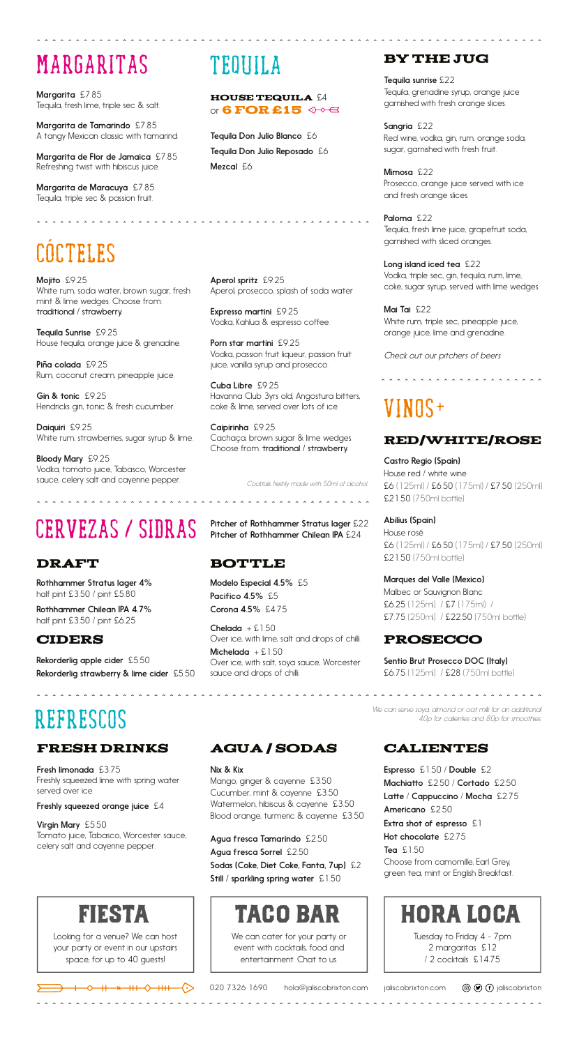# MARGARITAS

**Margarita** £7.85
Tequila, fresh lime, triple sec & salt.

**Margarita de Tamarindo** £7.85
A tangy Mexican classic with tamarind.

**Margarita de Flor de Jamaica** £7.85
Refreshing twist with hibiscus juice.

**Margarita de Maracuya** £7.85
Tequila, triple sec & passion fruit.

# TEQUILA

**HOUSE TEQUILA** £4
or **6 FOR £15**

**Tequila Don Julio Blanco** £6
**Tequila Don Julio Reposado** £6
**Mezcal** £6

# BY THE JUG

**Tequila sunrise** £22
Tequila, grenadine syrup, orange juice garnished with fresh orange slices.

**Sangria** £22
Red wine, vodka, gin, rum, orange soda, sugar, garnished with fresh fruit.

**Mimosa** £22
Prosecco, orange juice served with ice and fresh orange slices.

**Paloma** £22
Tequila, fresh lime juice, grapefruit soda, garnished with sliced oranges.

**Long island iced tea** £22
Vodka, triple sec, gin, tequila, rum, lime, coke, sugar syrup, served with lime wedges.

**Mai Tai** £22
White rum, triple sec, pineapple juice, orange juice, lime and grenadine.

*Check out our pitchers of beers*

# CÓCTELES

**Mojito** £9.25
White rum, soda water, brown sugar, fresh mint & lime wedges. Choose from: **traditional / strawberry.**

**Tequila Sunrise** £9.25
House tequila, orange juice & grenadine.

**Piña colada** £9.25
Rum, coconut cream, pineapple juice.

**Gin & tonic** £9.25
Hendricks gin, tonic & fresh cucumber.

**Daiquiri** £9.25
White rum, strawberries, sugar syrup & lime.

**Bloody Mary** £9.25
Vodka, tomato juice, Tabasco, Worcester sauce, celery salt and cayenne pepper.

**Aperol spritz** £9.25
Aperol, prosecco, splash of soda water

**Expresso martini** £9.25
Vodka, Kahlua & espresso coffee.

**Porn star martini** £9.25
Vodka, passion fruit liqueur, passion fruit juice, vanilla syrup and prosecco

**Cuba Libre** £9.25
Havanna Club 3yrs old, Angostura bitters, coke & lime, served over lots of ice.

**Caipirinha** £9.25
Cachaça, brown sugar & lime wedges. Choose from: **traditional / strawberry.**

*Cocktails freshly made with 50ml of alcohol*

# VINOS+

## RED/WHITE/ROSE

**Castro Regio (Spain)**
House red / white wine
£6 (125ml) / £6.50 (175ml) / £7.50 (250ml)
£21.50 (750ml bottle)

**Abilius (Spain)**
House rosé
£6 (125ml) / £6.50 (175ml) / £7.50 (250ml)
£21.50 (750ml bottle)

**Marques del Valle (Mexico)**
Malbec or Sauvignon Blanc
£6.25 (125ml) / £7 (175ml) /
£7.75 (250ml) / £22.50 (750ml bottle)

## PROSECCO

**Sentio Brut Prosecco DOC (Italy)**
£6.75 (125ml) / £28 (750ml bottle)

# CERVEZAS / SIDRAS

**Pitcher of Rothhammer Stratus lager** £22
**Pitcher of Rothhammer Chilean IPA** £24

## DRAFT

**Rothhammer Stratus lager 4%**
half pint £3.50 / pint £5.80

**Rothhammer Chilean IPA 4.7%**
half pint £3.50 / pint £6.25

## CIDERS

**Rekorderlig apple cider** £5.50
**Rekorderlig strawberry & lime cider** £5.50

## BOTTLE

**Modelo Especial 4.5%** £5
**Pacifico 4.5%** £5
**Corona 4.5%** £4.75

**Chelada** + £1.50
Over ice, with lime, salt and drops of chilli.

**Michelada** + £1.50
Over ice, with salt, soya sauce, Worcester sauce and drops of chilli.

# REFRESCOS

*We can serve soya, almond or oat milk for an additional 40p for calientes and 80p for smoothies*

## FRESH DRINKS

**Fresh limonada** £3.75
Freshly squeezed lime with spring water served over ice.

**Freshly squeezed orange juice** £4

**Virgin Mary** £5.50
Tomato juice, Tabasco, Worcester sauce, celery salt and cayenne pepper.

## AGUA / SODAS

**Nix & Kix**
Mango, ginger & cayenne £3.50
Cucumber, mint & cayenne £3.50
Watermelon, hibiscus & cayenne £3.50
Blood orange, turmeric & cayenne £3.50

**Agua fresca Tamarindo** £2.50
**Agua fresca Sorrel** £2.50
**Sodas (Coke, Diet Coke, Fanta, 7up)** £2
**Still / sparkling spring water** £1.50

## CALIENTES

**Espresso** £1.50 / **Double** £2
**Machiatto** £2.50 / **Cortado** £2.50
**Latte / Cappuccino / Mocha** £2.75
**Americano** £2.50
**Extra shot of espresso** £1
**Hot chocolate** £2.75
**Tea** £1.50
Choose from camomille, Earl Grey, green tea, mint or English Breakfast.

# FIESTA

Looking for a venue? We can host your party or event in our upstairs space, for up to 40 guests!

# TACO BAR

We can cater for your party or event with cocktails, food and entertainment. Chat to us.

# HORA LOCA

Tuesday to Friday 4 - 7pm
2 margaritas £12
/ 2 cocktails £14.75

020 7326 1690 hola@jaliscobrixton.com jaliscobrixton.com jaliscobrixton